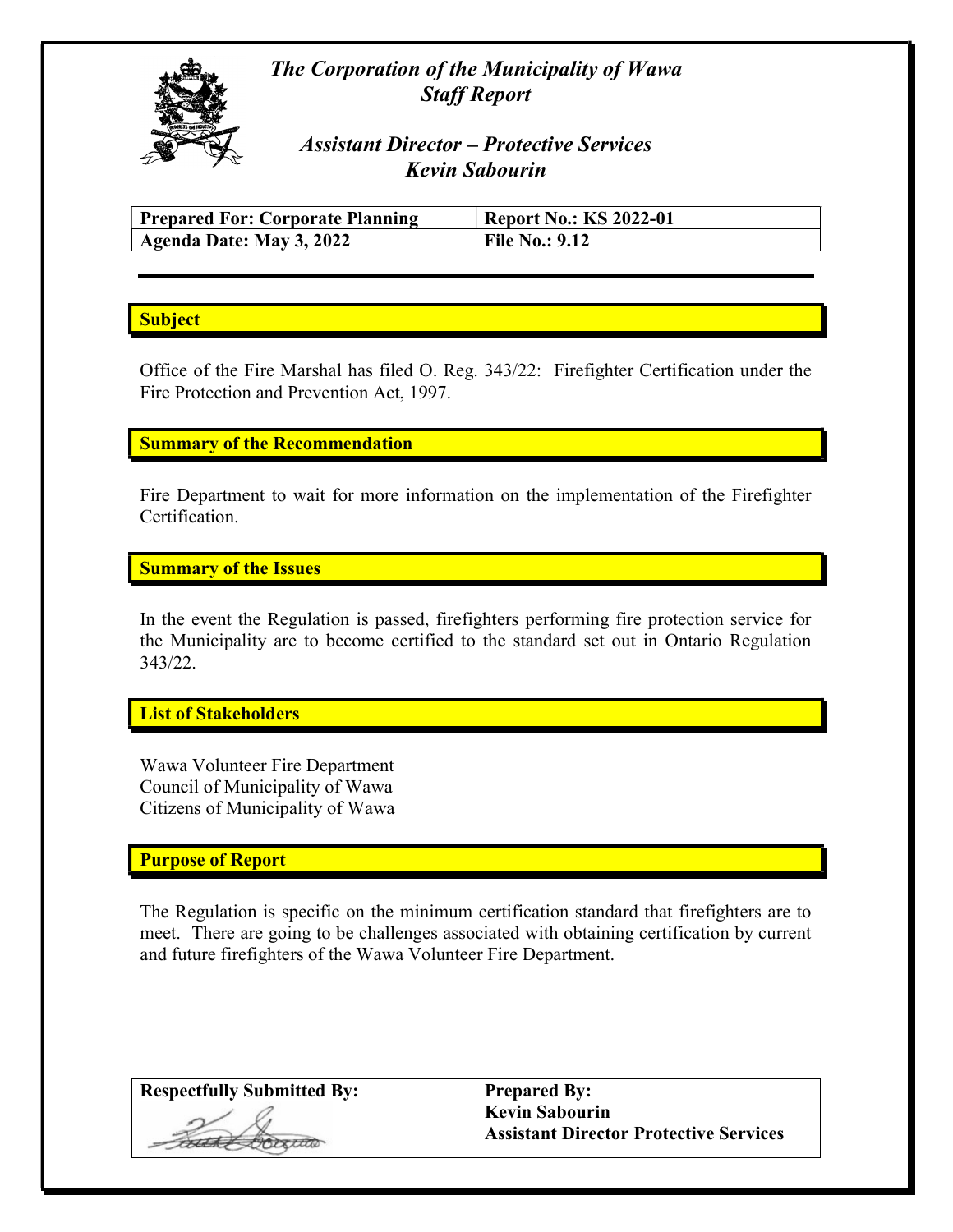# *The Corporation of the Municipality of Wawa*
## *Staff Report*

### *Assistant Director – Protective Services*
### *Kevin Sabourin*

| **Prepared For: Corporate Planning** | **Report No.: KS 2022-01** |
|---|---|
| **Agenda Date: May 3, 2022** | **File No.: 9.12** |

**Subject**

Office of the Fire Marshal has filed O. Reg. 343/22: Firefighter Certification under the Fire Protection and Prevention Act, 1997.

**Summary of the Recommendation**

Fire Department to wait for more information on the implementation of the Firefighter Certification.

**Summary of the Issues**

In the event the Regulation is passed, firefighters performing fire protection service for the Municipality are to become certified to the standard set out in Ontario Regulation 343/22.

**List of Stakeholders**

Wawa Volunteer Fire Department
Council of Municipality of Wawa
Citizens of Municipality of Wawa

**Purpose of Report**

The Regulation is specific on the minimum certification standard that firefighters are to meet. There are going to be challenges associated with obtaining certification by current and future firefighters of the Wawa Volunteer Fire Department.

| **Respectfully Submitted By:** | **Prepared By:** |
|---|---|
| [signature] | **Kevin Sabourin**<br>**Assistant Director Protective Services** |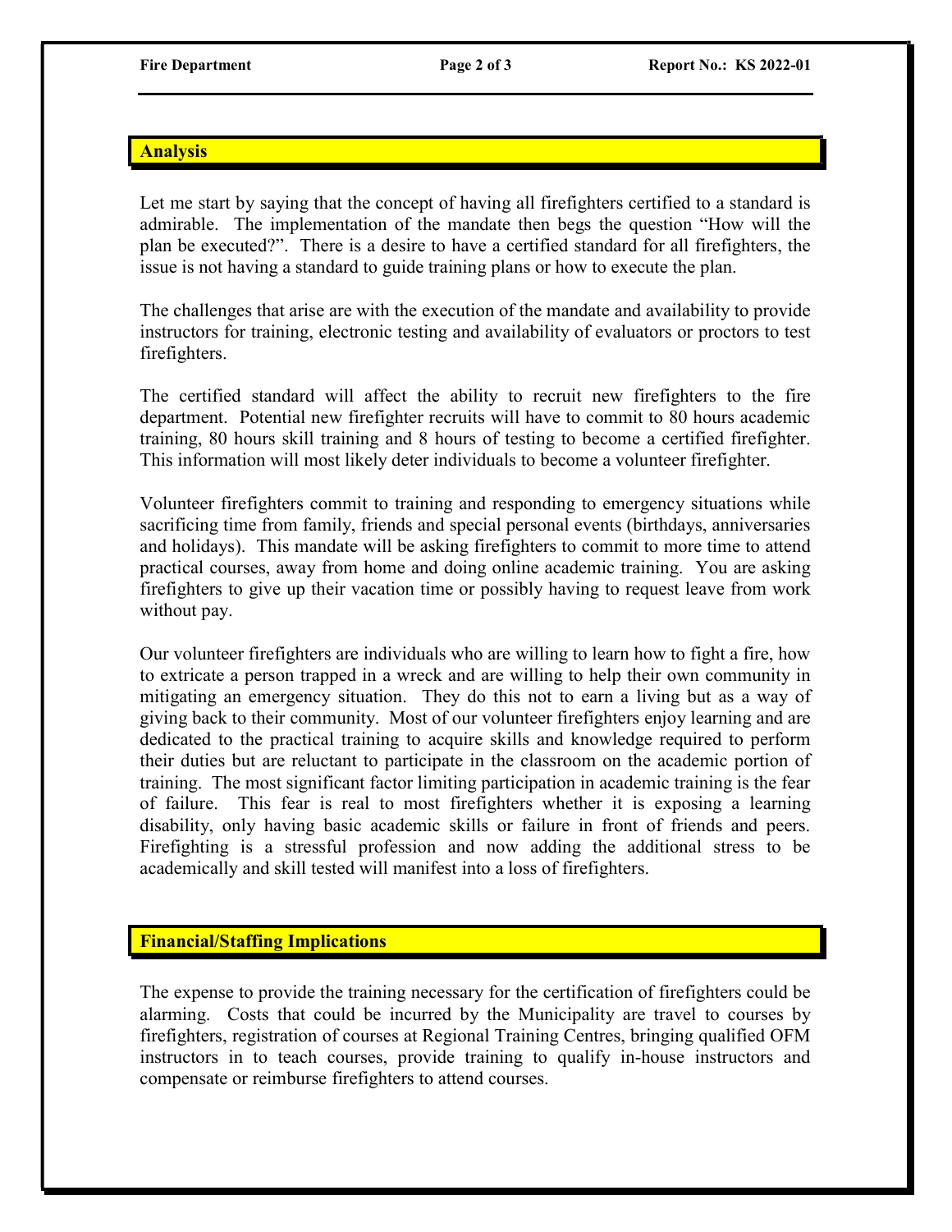## Analysis

Let me start by saying that the concept of having all firefighters certified to a standard is admirable. The implementation of the mandate then begs the question "How will the plan be executed?". There is a desire to have a certified standard for all firefighters, the issue is not having a standard to guide training plans or how to execute the plan.

The challenges that arise are with the execution of the mandate and availability to provide instructors for training, electronic testing and availability of evaluators or proctors to test firefighters.

The certified standard will affect the ability to recruit new firefighters to the fire department. Potential new firefighter recruits will have to commit to 80 hours academic training, 80 hours skill training and 8 hours of testing to become a certified firefighter. This information will most likely deter individuals to become a volunteer firefighter.

Volunteer firefighters commit to training and responding to emergency situations while sacrificing time from family, friends and special personal events (birthdays, anniversaries and holidays). This mandate will be asking firefighters to commit to more time to attend practical courses, away from home and doing online academic training. You are asking firefighters to give up their vacation time or possibly having to request leave from work without pay.

Our volunteer firefighters are individuals who are willing to learn how to fight a fire, how to extricate a person trapped in a wreck and are willing to help their own community in mitigating an emergency situation. They do this not to earn a living but as a way of giving back to their community. Most of our volunteer firefighters enjoy learning and are dedicated to the practical training to acquire skills and knowledge required to perform their duties but are reluctant to participate in the classroom on the academic portion of training. The most significant factor limiting participation in academic training is the fear of failure. This fear is real to most firefighters whether it is exposing a learning disability, only having basic academic skills or failure in front of friends and peers. Firefighting is a stressful profession and now adding the additional stress to be academically and skill tested will manifest into a loss of firefighters.

## Financial/Staffing Implications

The expense to provide the training necessary for the certification of firefighters could be alarming. Costs that could be incurred by the Municipality are travel to courses by firefighters, registration of courses at Regional Training Centres, bringing qualified OFM instructors in to teach courses, provide training to qualify in-house instructors and compensate or reimburse firefighters to attend courses.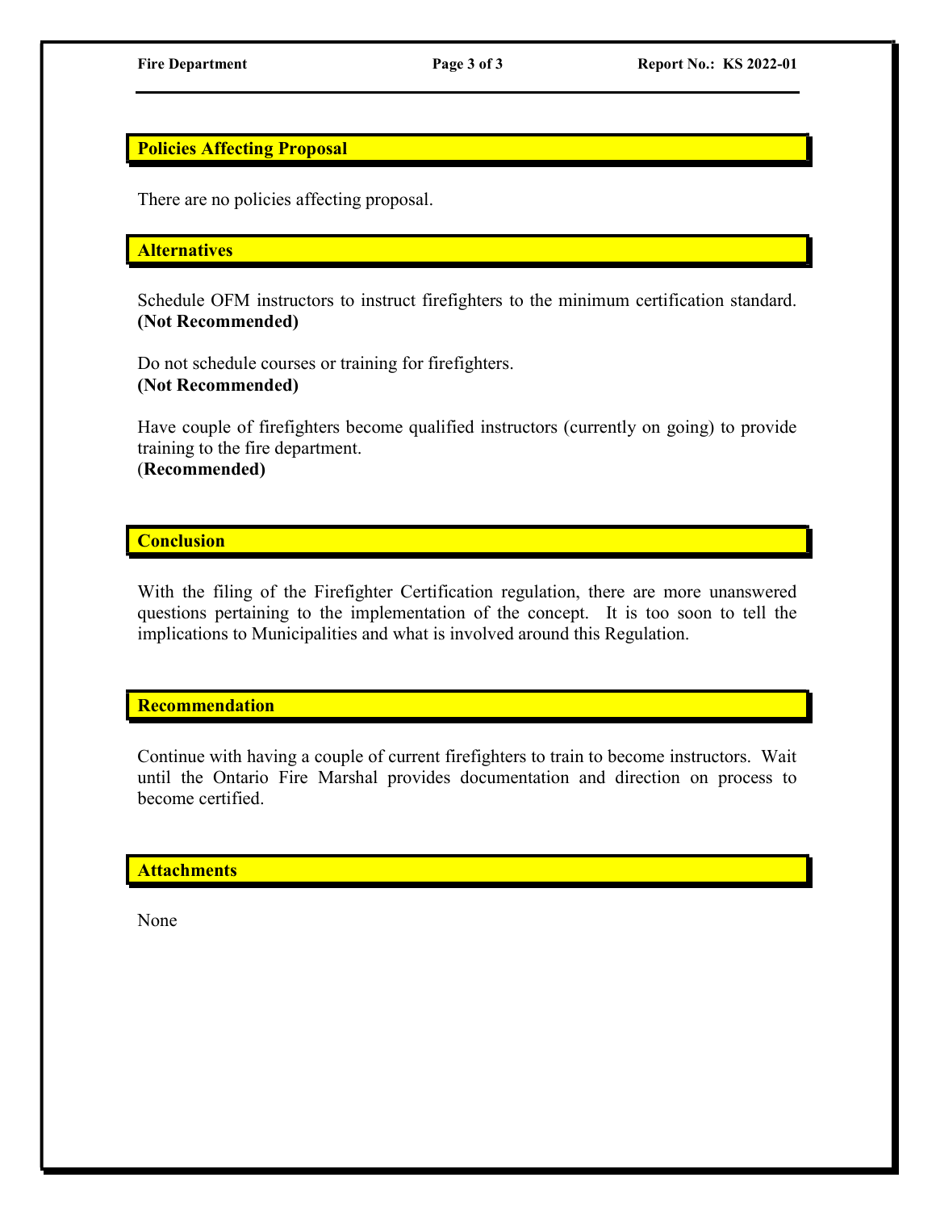## Policies Affecting Proposal

There are no policies affecting proposal.

## Alternatives

Schedule OFM instructors to instruct firefighters to the minimum certification standard. **(Not Recommended)**

Do not schedule courses or training for firefighters.
**(Not Recommended)**

Have couple of firefighters become qualified instructors (currently on going) to provide training to the fire department.
(**Recommended)**

## Conclusion

With the filing of the Firefighter Certification regulation, there are more unanswered questions pertaining to the implementation of the concept. It is too soon to tell the implications to Municipalities and what is involved around this Regulation.

## Recommendation

Continue with having a couple of current firefighters to train to become instructors. Wait until the Ontario Fire Marshal provides documentation and direction on process to become certified.

## Attachments

None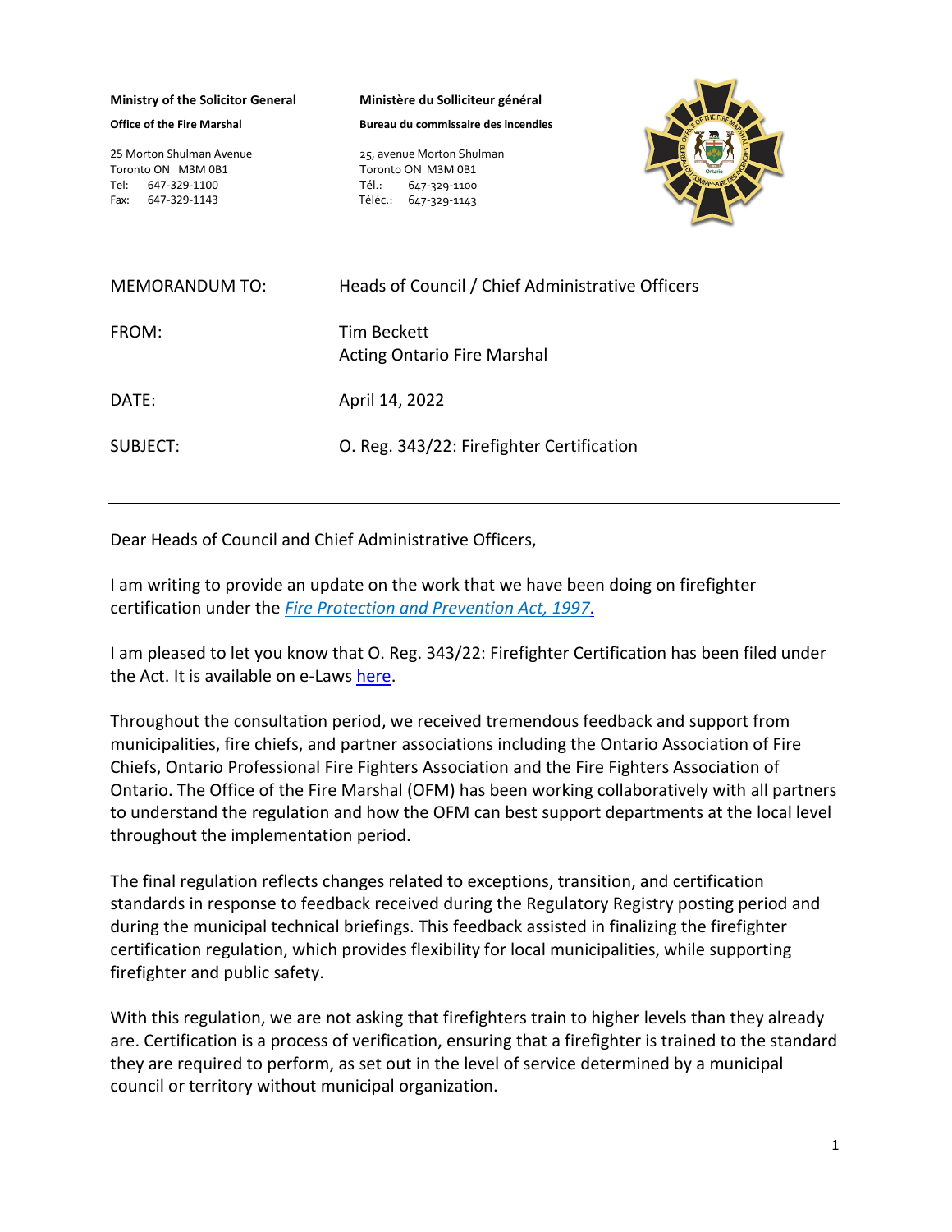**Ministry of the Solicitor General**

**Office of the Fire Marshal**

25 Morton Shulman Avenue
Toronto ON M3M 0B1
Tel: 647-329-1100
Fax: 647-329-1143

**Ministère du Solliciteur général**

**Bureau du commissaire des incendies**

25, avenue Morton Shulman
Toronto ON M3M 0B1
Tél.: 647-329-1100
Téléc.: 647-329-1143

| | |
|---|---|
| MEMORANDUM TO: | Heads of Council / Chief Administrative Officers |
| FROM: | Tim Beckett<br>Acting Ontario Fire Marshal |
| DATE: | April 14, 2022 |
| SUBJECT: | O. Reg. 343/22: Firefighter Certification |

---

Dear Heads of Council and Chief Administrative Officers,

I am writing to provide an update on the work that we have been doing on firefighter certification under the *Fire Protection and Prevention Act, 1997.*

I am pleased to let you know that O. Reg. 343/22: Firefighter Certification has been filed under the Act. It is available on e-Laws here.

Throughout the consultation period, we received tremendous feedback and support from municipalities, fire chiefs, and partner associations including the Ontario Association of Fire Chiefs, Ontario Professional Fire Fighters Association and the Fire Fighters Association of Ontario. The Office of the Fire Marshal (OFM) has been working collaboratively with all partners to understand the regulation and how the OFM can best support departments at the local level throughout the implementation period.

The final regulation reflects changes related to exceptions, transition, and certification standards in response to feedback received during the Regulatory Registry posting period and during the municipal technical briefings. This feedback assisted in finalizing the firefighter certification regulation, which provides flexibility for local municipalities, while supporting firefighter and public safety.

With this regulation, we are not asking that firefighters train to higher levels than they already are. Certification is a process of verification, ensuring that a firefighter is trained to the standard they are required to perform, as set out in the level of service determined by a municipal council or territory without municipal organization.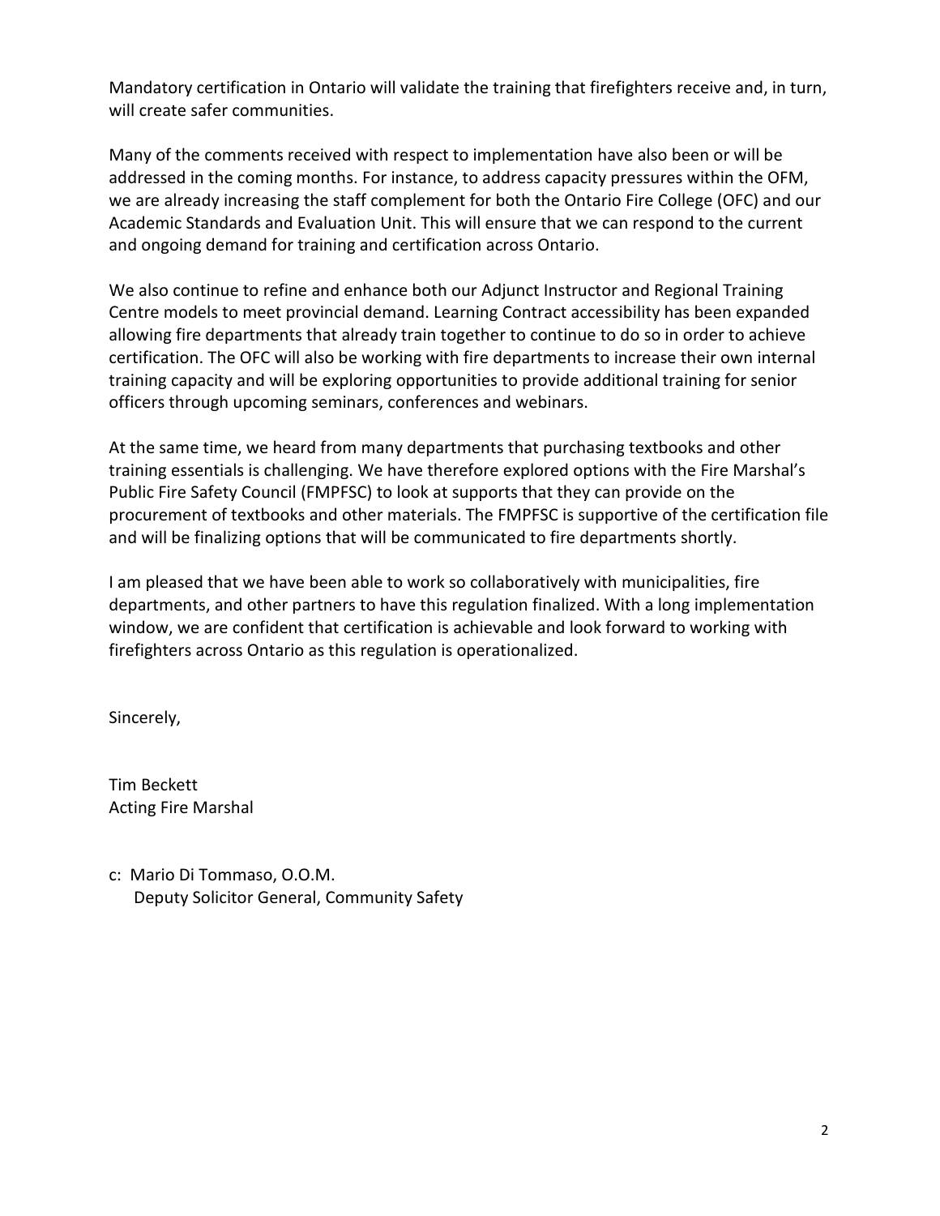Mandatory certification in Ontario will validate the training that firefighters receive and, in turn, will create safer communities.

Many of the comments received with respect to implementation have also been or will be addressed in the coming months. For instance, to address capacity pressures within the OFM, we are already increasing the staff complement for both the Ontario Fire College (OFC) and our Academic Standards and Evaluation Unit. This will ensure that we can respond to the current and ongoing demand for training and certification across Ontario.

We also continue to refine and enhance both our Adjunct Instructor and Regional Training Centre models to meet provincial demand. Learning Contract accessibility has been expanded allowing fire departments that already train together to continue to do so in order to achieve certification. The OFC will also be working with fire departments to increase their own internal training capacity and will be exploring opportunities to provide additional training for senior officers through upcoming seminars, conferences and webinars.

At the same time, we heard from many departments that purchasing textbooks and other training essentials is challenging. We have therefore explored options with the Fire Marshal's Public Fire Safety Council (FMPFSC) to look at supports that they can provide on the procurement of textbooks and other materials. The FMPFSC is supportive of the certification file and will be finalizing options that will be communicated to fire departments shortly.

I am pleased that we have been able to work so collaboratively with municipalities, fire departments, and other partners to have this regulation finalized. With a long implementation window, we are confident that certification is achievable and look forward to working with firefighters across Ontario as this regulation is operationalized.

Sincerely,

Tim Beckett
Acting Fire Marshal

c: Mario Di Tommaso, O.O.M.
Deputy Solicitor General, Community Safety